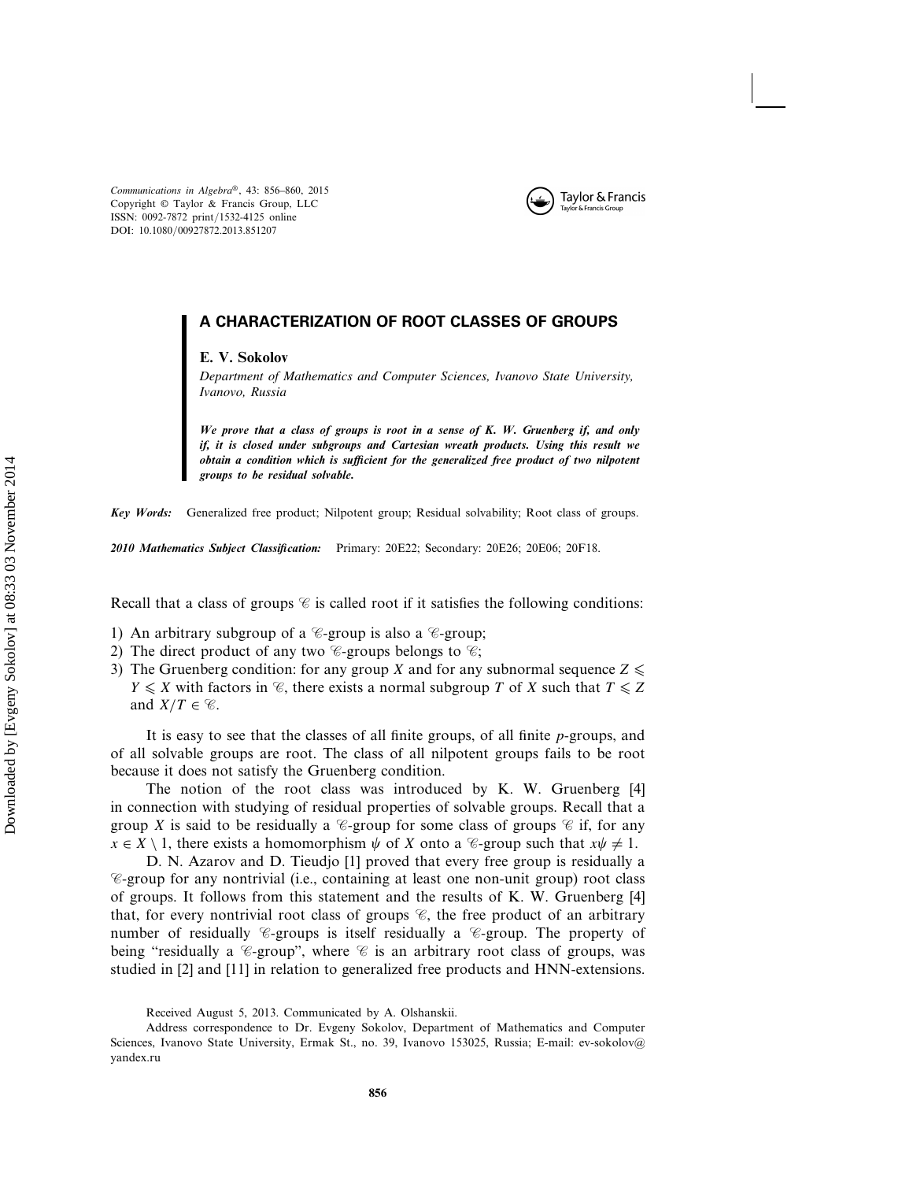# A CHARACTERIZATION OF ROOT CLASSES OF GROUPS

**E. V. Sokolov**

*Department of Mathematics and Computer Sciences, Ivanovo State University, Ivanovo, Russia*

***We prove that a class of groups is root in a sense of K. W. Gruenberg if, and only if, it is closed under subgroups and Cartesian wreath products. Using this result we obtain a condition which is sufficient for the generalized free product of two nilpotent groups to be residual solvable.***

***Key Words:*** Generalized free product; Nilpotent group; Residual solvability; Root class of groups.

***2010 Mathematics Subject Classification:*** Primary: 20E22; Secondary: 20E26; 20E06; 20F18.

Recall that a class of groups $\mathscr{C}$ is called root if it satisfies the following conditions:

1) An arbitrary subgroup of a $\mathscr{C}$-group is also a $\mathscr{C}$-group;
2) The direct product of any two $\mathscr{C}$-groups belongs to $\mathscr{C}$;
3) The Gruenberg condition: for any group $X$ and for any subnormal sequence $Z \leqslant Y \leqslant X$ with factors in $\mathscr{C}$, there exists a normal subgroup $T$ of $X$ such that $T \leqslant Z$ and $X/T \in \mathscr{C}$.

It is easy to see that the classes of all finite groups, of all finite $p$-groups, and of all solvable groups are root. The class of all nilpotent groups fails to be root because it does not satisfy the Gruenberg condition.

The notion of the root class was introduced by K. W. Gruenberg [4] in connection with studying of residual properties of solvable groups. Recall that a group $X$ is said to be residually a $\mathscr{C}$-group for some class of groups $\mathscr{C}$ if, for any $x \in X \setminus 1$, there exists a homomorphism $\psi$ of $X$ onto a $\mathscr{C}$-group such that $x\psi \neq 1$.

D. N. Azarov and D. Tieudjo [1] proved that every free group is residually a $\mathscr{C}$-group for any nontrivial (i.e., containing at least one non-unit group) root class of groups. It follows from this statement and the results of K. W. Gruenberg [4] that, for every nontrivial root class of groups $\mathscr{C}$, the free product of an arbitrary number of residually $\mathscr{C}$-groups is itself residually a $\mathscr{C}$-group. The property of being "residually a $\mathscr{C}$-group", where $\mathscr{C}$ is an arbitrary root class of groups, was studied in [2] and [11] in relation to generalized free products and HNN-extensions.

Received August 5, 2013. Communicated by A. Olshanskii.

Address correspondence to Dr. Evgeny Sokolov, Department of Mathematics and Computer Sciences, Ivanovo State University, Ermak St., no. 39, Ivanovo 153025, Russia; E-mail: ev-sokolov@yandex.ru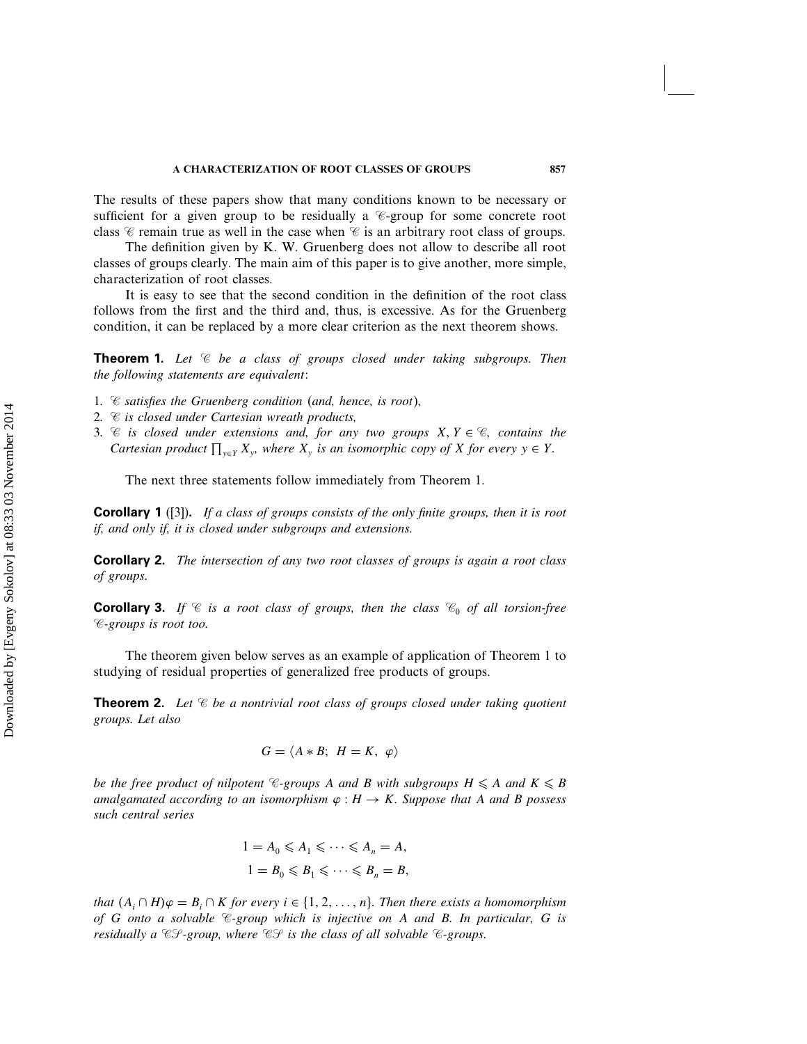The results of these papers show that many conditions known to be necessary or sufficient for a given group to be residually a $\mathscr{C}$-group for some concrete root class $\mathscr{C}$ remain true as well in the case when $\mathscr{C}$ is an arbitrary root class of groups.

The definition given by K. W. Gruenberg does not allow to describe all root classes of groups clearly. The main aim of this paper is to give another, more simple, characterization of root classes.

It is easy to see that the second condition in the definition of the root class follows from the first and the third and, thus, is excessive. As for the Gruenberg condition, it can be replaced by a more clear criterion as the next theorem shows.

**Theorem 1.** *Let $\mathscr{C}$ be a class of groups closed under taking subgroups. Then the following statements are equivalent*:

1. *$\mathscr{C}$ satisfies the Gruenberg condition* (*and, hence, is root*),
2. *$\mathscr{C}$ is closed under Cartesian wreath products,*
3. *$\mathscr{C}$ is closed under extensions and, for any two groups $X, Y \in \mathscr{C}$, contains the Cartesian product $\prod_{y \in Y} X_y$, where $X_y$ is an isomorphic copy of $X$ for every $y \in Y$.*

The next three statements follow immediately from Theorem 1.

**Corollary 1** ([3]). *If a class of groups consists of the only finite groups, then it is root if, and only if, it is closed under subgroups and extensions.*

**Corollary 2.** *The intersection of any two root classes of groups is again a root class of groups.*

**Corollary 3.** *If $\mathscr{C}$ is a root class of groups, then the class $\mathscr{C}_0$ of all torsion-free $\mathscr{C}$-groups is root too.*

The theorem given below serves as an example of application of Theorem 1 to studying of residual properties of generalized free products of groups.

**Theorem 2.** *Let $\mathscr{C}$ be a nontrivial root class of groups closed under taking quotient groups. Let also*

$$G = \langle A * B;\ H = K,\ \varphi \rangle$$

*be the free product of nilpotent $\mathscr{C}$-groups $A$ and $B$ with subgroups $H \leqslant A$ and $K \leqslant B$ amalgamated according to an isomorphism $\varphi : H \to K$. Suppose that $A$ and $B$ possess such central series*

$$1 = A_0 \leqslant A_1 \leqslant \cdots \leqslant A_n = A,$$
$$1 = B_0 \leqslant B_1 \leqslant \cdots \leqslant B_n = B,$$

*that $(A_i \cap H)\varphi = B_i \cap K$ for every $i \in \{1, 2, \ldots, n\}$. Then there exists a homomorphism of $G$ onto a solvable $\mathscr{C}$-group which is injective on $A$ and $B$. In particular, $G$ is residually a $\mathscr{CS}$-group, where $\mathscr{CS}$ is the class of all solvable $\mathscr{C}$-groups.*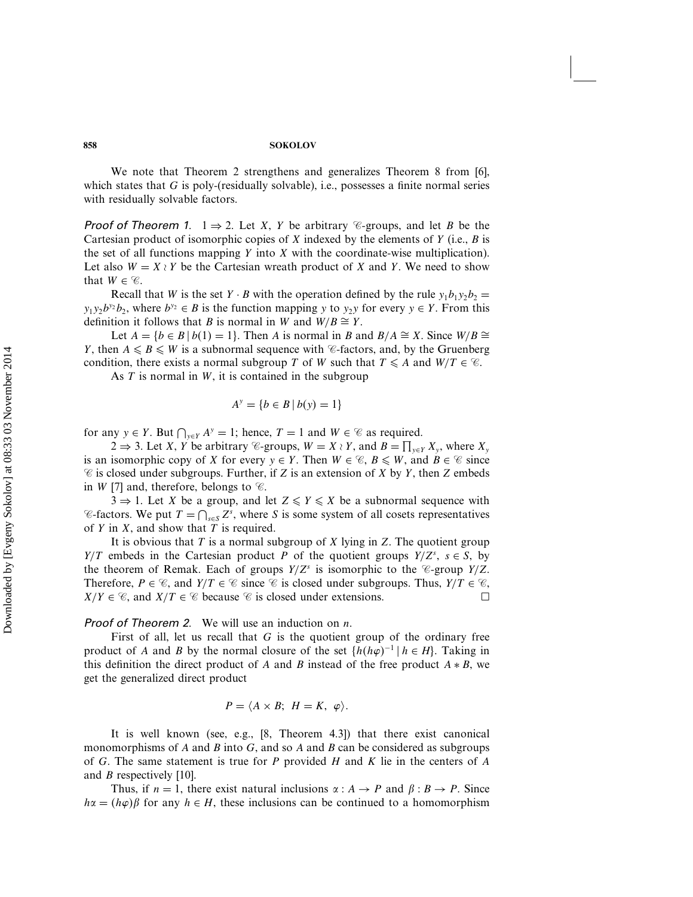We note that Theorem 2 strengthens and generalizes Theorem 8 from [6], which states that $G$ is poly-(residually solvable), i.e., possesses a finite normal series with residually solvable factors.

*Proof of Theorem 1.* $1 \Rightarrow 2$. Let $X$, $Y$ be arbitrary $\mathscr{C}$-groups, and let $B$ be the Cartesian product of isomorphic copies of $X$ indexed by the elements of $Y$ (i.e., $B$ is the set of all functions mapping $Y$ into $X$ with the coordinate-wise multiplication). Let also $W = X \wr Y$ be the Cartesian wreath product of $X$ and $Y$. We need to show that $W \in \mathscr{C}$.

Recall that $W$ is the set $Y \cdot B$ with the operation defined by the rule $y_1 b_1 y_2 b_2 = y_1 y_2 b^{y_2} b_2$, where $b^{y_2} \in B$ is the function mapping $y$ to $y_2 y$ for every $y \in Y$. From this definition it follows that $B$ is normal in $W$ and $W/B \cong Y$.

Let $A = \{b \in B \mid b(1) = 1\}$. Then $A$ is normal in $B$ and $B/A \cong X$. Since $W/B \cong Y$, then $A \leqslant B \leqslant W$ is a subnormal sequence with $\mathscr{C}$-factors, and, by the Gruenberg condition, there exists a normal subgroup $T$ of $W$ such that $T \leqslant A$ and $W/T \in \mathscr{C}$.

As $T$ is normal in $W$, it is contained in the subgroup

$$A^y = \{b \in B \mid b(y) = 1\}$$

for any $y \in Y$. But $\bigcap_{y \in Y} A^y = 1$; hence, $T = 1$ and $W \in \mathscr{C}$ as required.

$2 \Rightarrow 3$. Let $X$, $Y$ be arbitrary $\mathscr{C}$-groups, $W = X \wr Y$, and $B = \prod_{y \in Y} X_y$, where $X_y$ is an isomorphic copy of $X$ for every $y \in Y$. Then $W \in \mathscr{C}$, $B \leqslant W$, and $B \in \mathscr{C}$ since $\mathscr{C}$ is closed under subgroups. Further, if $Z$ is an extension of $X$ by $Y$, then $Z$ embeds in $W$ [7] and, therefore, belongs to $\mathscr{C}$.

$3 \Rightarrow 1$. Let $X$ be a group, and let $Z \leqslant Y \leqslant X$ be a subnormal sequence with $\mathscr{C}$-factors. We put $T = \bigcap_{s \in S} Z^s$, where $S$ is some system of all cosets representatives of $Y$ in $X$, and show that $T$ is required.

It is obvious that $T$ is a normal subgroup of $X$ lying in $Z$. The quotient group $Y/T$ embeds in the Cartesian product $P$ of the quotient groups $Y/Z^s$, $s \in S$, by the theorem of Remak. Each of groups $Y/Z^s$ is isomorphic to the $\mathscr{C}$-group $Y/Z$. Therefore, $P \in \mathscr{C}$, and $Y/T \in \mathscr{C}$ since $\mathscr{C}$ is closed under subgroups. Thus, $Y/T \in \mathscr{C}$, $X/Y \in \mathscr{C}$, and $X/T \in \mathscr{C}$ because $\mathscr{C}$ is closed under extensions. $\square$

*Proof of Theorem 2.* We will use an induction on $n$.

First of all, let us recall that $G$ is the quotient group of the ordinary free product of $A$ and $B$ by the normal closure of the set $\{h(h\varphi)^{-1} \mid h \in H\}$. Taking in this definition the direct product of $A$ and $B$ instead of the free product $A * B$, we get the generalized direct product

$$P = \langle A \times B;\ H = K,\ \varphi \rangle.$$

It is well known (see, e.g., [8, Theorem 4.3]) that there exist canonical monomorphisms of $A$ and $B$ into $G$, and so $A$ and $B$ can be considered as subgroups of $G$. The same statement is true for $P$ provided $H$ and $K$ lie in the centers of $A$ and $B$ respectively [10].

Thus, if $n = 1$, there exist natural inclusions $\alpha : A \to P$ and $\beta : B \to P$. Since $h\alpha = (h\varphi)\beta$ for any $h \in H$, these inclusions can be continued to a homomorphism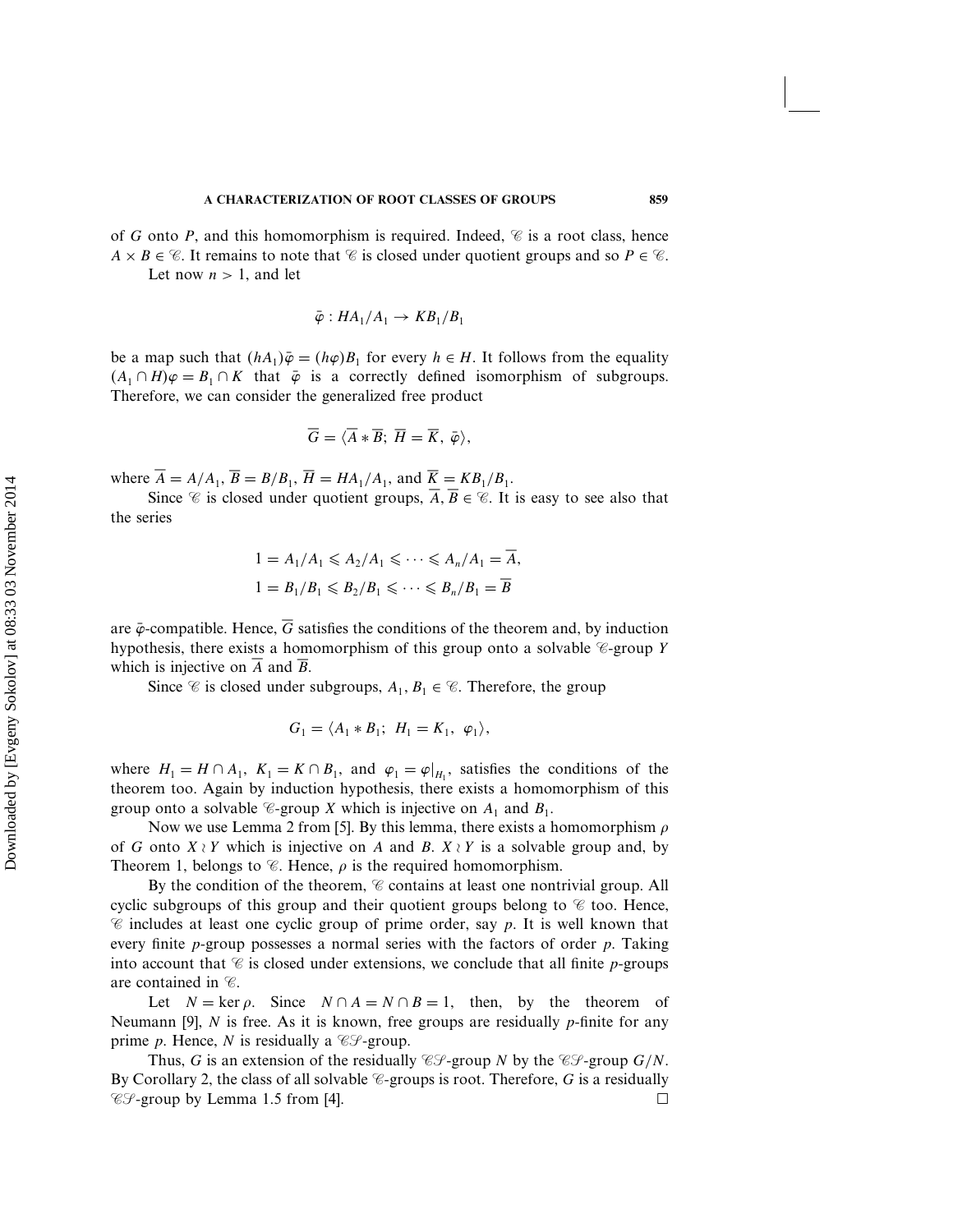of $G$ onto $P$, and this homomorphism is required. Indeed, $\mathcal{C}$ is a root class, hence $A \times B \in \mathcal{C}$. It remains to note that $\mathcal{C}$ is closed under quotient groups and so $P \in \mathcal{C}$.

Let now $n > 1$, and let

$$\bar{\varphi} : HA_1/A_1 \to KB_1/B_1$$

be a map such that $(hA_1)\bar{\varphi} = (h\varphi)B_1$ for every $h \in H$. It follows from the equality $(A_1 \cap H)\varphi = B_1 \cap K$ that $\bar{\varphi}$ is a correctly defined isomorphism of subgroups. Therefore, we can consider the generalized free product

$$\overline{G} = \langle \overline{A} * \overline{B};\ \overline{H} = \overline{K},\ \bar{\varphi} \rangle,$$

where $\overline{A} = A/A_1$, $\overline{B} = B/B_1$, $\overline{H} = HA_1/A_1$, and $\overline{K} = KB_1/B_1$.

Since $\mathcal{C}$ is closed under quotient groups, $\overline{A}, \overline{B} \in \mathcal{C}$. It is easy to see also that the series

$$1 = A_1/A_1 \leqslant A_2/A_1 \leqslant \cdots \leqslant A_n/A_1 = \overline{A},$$
$$1 = B_1/B_1 \leqslant B_2/B_1 \leqslant \cdots \leqslant B_n/B_1 = \overline{B}$$

are $\bar{\varphi}$-compatible. Hence, $\overline{G}$ satisfies the conditions of the theorem and, by induction hypothesis, there exists a homomorphism of this group onto a solvable $\mathcal{C}$-group $Y$ which is injective on $\overline{A}$ and $\overline{B}$.

Since $\mathcal{C}$ is closed under subgroups, $A_1, B_1 \in \mathcal{C}$. Therefore, the group

$$G_1 = \langle A_1 * B_1;\ H_1 = K_1,\ \varphi_1 \rangle,$$

where $H_1 = H \cap A_1$, $K_1 = K \cap B_1$, and $\varphi_1 = \varphi|_{H_1}$, satisfies the conditions of the theorem too. Again by induction hypothesis, there exists a homomorphism of this group onto a solvable $\mathcal{C}$-group $X$ which is injective on $A_1$ and $B_1$.

Now we use Lemma 2 from [5]. By this lemma, there exists a homomorphism $\rho$ of $G$ onto $X \wr Y$ which is injective on $A$ and $B$. $X \wr Y$ is a solvable group and, by Theorem 1, belongs to $\mathcal{C}$. Hence, $\rho$ is the required homomorphism.

By the condition of the theorem, $\mathcal{C}$ contains at least one nontrivial group. All cyclic subgroups of this group and their quotient groups belong to $\mathcal{C}$ too. Hence, $\mathcal{C}$ includes at least one cyclic group of prime order, say $p$. It is well known that every finite $p$-group possesses a normal series with the factors of order $p$. Taking into account that $\mathcal{C}$ is closed under extensions, we conclude that all finite $p$-groups are contained in $\mathcal{C}$.

Let $N = \ker \rho$. Since $N \cap A = N \cap B = 1$, then, by the theorem of Neumann [9], $N$ is free. As it is known, free groups are residually $p$-finite for any prime $p$. Hence, $N$ is residually a $\mathcal{CS}$-group.

Thus, $G$ is an extension of the residually $\mathcal{CS}$-group $N$ by the $\mathcal{CS}$-group $G/N$. By Corollary 2, the class of all solvable $\mathcal{C}$-groups is root. Therefore, $G$ is a residually $\mathcal{CS}$-group by Lemma 1.5 from [4]. $\square$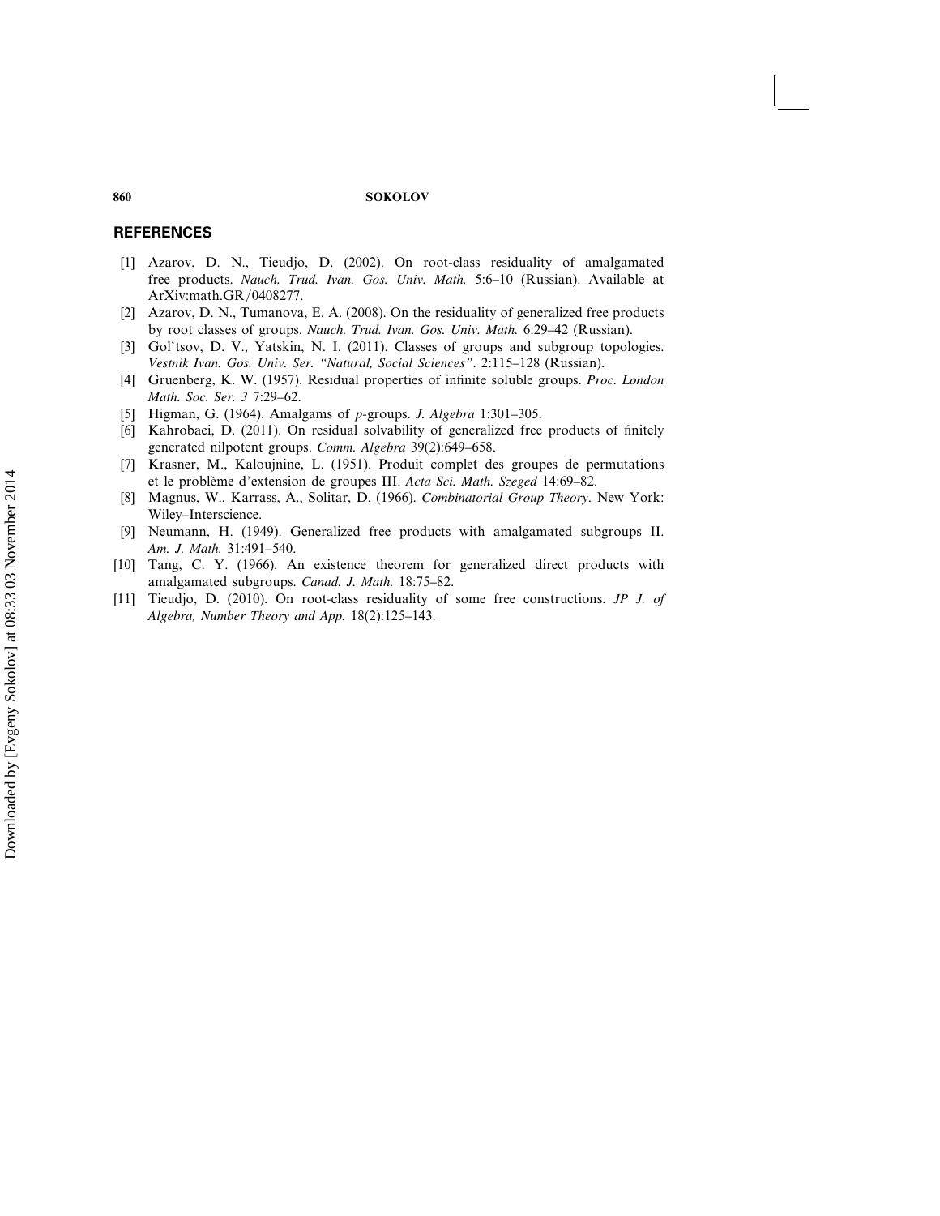## REFERENCES

[1] Azarov, D. N., Tieudjo, D. (2002). On root-class residuality of amalgamated free products. *Nauch. Trud. Ivan. Gos. Univ. Math.* 5:6–10 (Russian). Available at ArXiv:math.GR/0408277.

[2] Azarov, D. N., Tumanova, E. A. (2008). On the residuality of generalized free products by root classes of groups. *Nauch. Trud. Ivan. Gos. Univ. Math.* 6:29–42 (Russian).

[3] Gol'tsov, D. V., Yatskin, N. I. (2011). Classes of groups and subgroup topologies. *Vestnik Ivan. Gos. Univ. Ser. "Natural, Social Sciences"*. 2:115–128 (Russian).

[4] Gruenberg, K. W. (1957). Residual properties of infinite soluble groups. *Proc. London Math. Soc. Ser. 3* 7:29–62.

[5] Higman, G. (1964). Amalgams of *p*-groups. *J. Algebra* 1:301–305.

[6] Kahrobaei, D. (2011). On residual solvability of generalized free products of finitely generated nilpotent groups. *Comm. Algebra* 39(2):649–658.

[7] Krasner, M., Kaloujnine, L. (1951). Produit complet des groupes de permutations et le problème d'extension de groupes III. *Acta Sci. Math. Szeged* 14:69–82.

[8] Magnus, W., Karrass, A., Solitar, D. (1966). *Combinatorial Group Theory*. New York: Wiley–Interscience.

[9] Neumann, H. (1949). Generalized free products with amalgamated subgroups II. *Am. J. Math.* 31:491–540.

[10] Tang, C. Y. (1966). An existence theorem for generalized direct products with amalgamated subgroups. *Canad. J. Math.* 18:75–82.

[11] Tieudjo, D. (2010). On root-class residuality of some free constructions. *JP J. of Algebra, Number Theory and App.* 18(2):125–143.